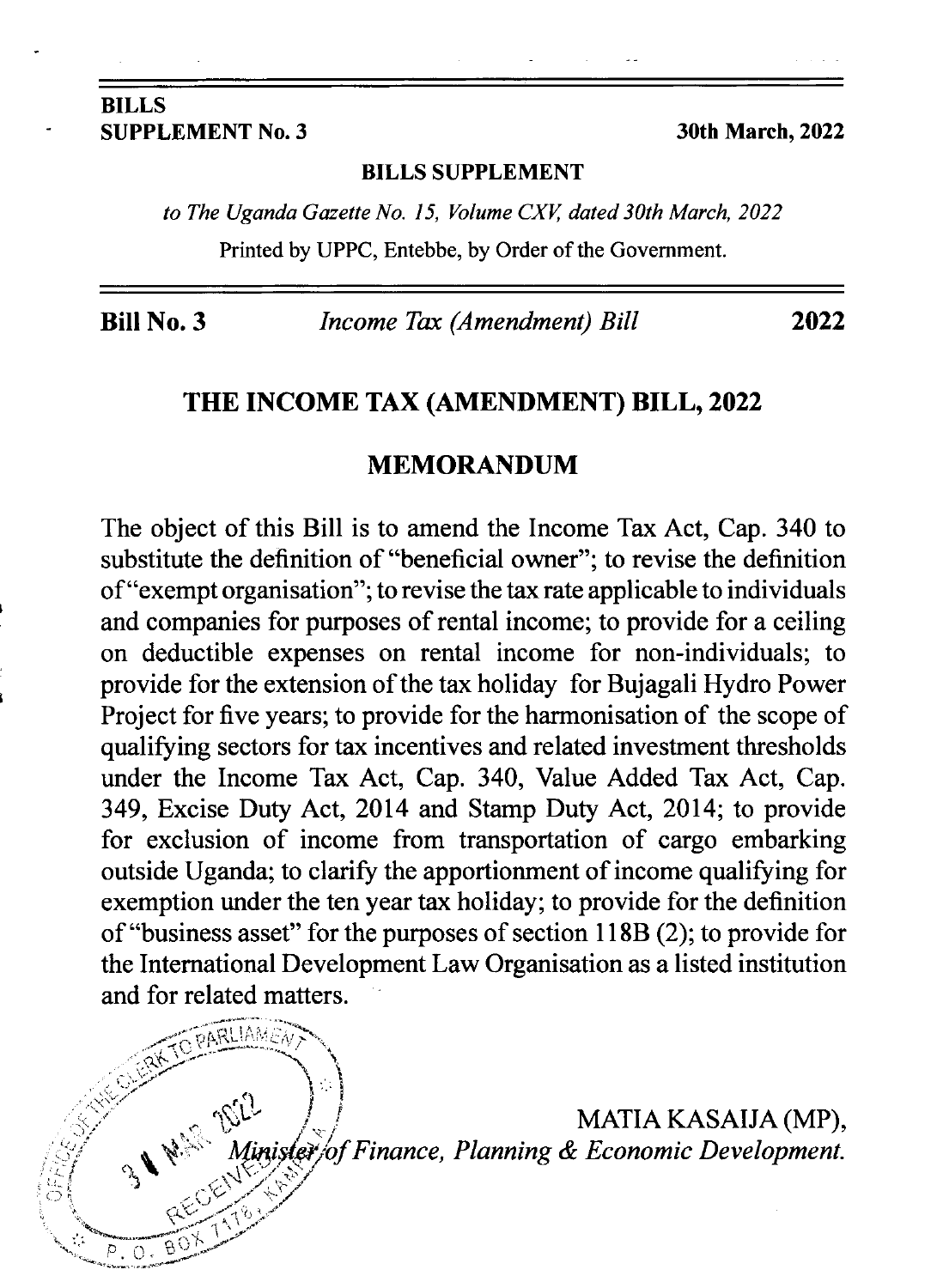**BILLS**
**SUPPLEMENT No. 3** **30th March, 2022**

**BILLS SUPPLEMENT**

*to The Uganda Gazette No. 15, Volume CXV, dated 30th March, 2022*

Printed by UPPC, Entebbe, by Order of the Government.

**Bill No. 3** *Income Tax (Amendment) Bill* **2022**

# THE INCOME TAX (AMENDMENT) BILL, 2022

## MEMORANDUM

The object of this Bill is to amend the Income Tax Act, Cap. 340 to substitute the definition of "beneficial owner"; to revise the definition of "exempt organisation"; to revise the tax rate applicable to individuals and companies for purposes of rental income; to provide for a ceiling on deductible expenses on rental income for non-individuals; to provide for the extension of the tax holiday for Bujagali Hydro Power Project for five years; to provide for the harmonisation of the scope of qualifying sectors for tax incentives and related investment thresholds under the Income Tax Act, Cap. 340, Value Added Tax Act, Cap. 349, Excise Duty Act, 2014 and Stamp Duty Act, 2014; to provide for exclusion of income from transportation of cargo embarking outside Uganda; to clarify the apportionment of income qualifying for exemption under the ten year tax holiday; to provide for the definition of "business asset" for the purposes of section 118B (2); to provide for the International Development Law Organisation as a listed institution and for related matters.

MATIA KASAIJA (MP),
*Minister of Finance, Planning & Economic Development.*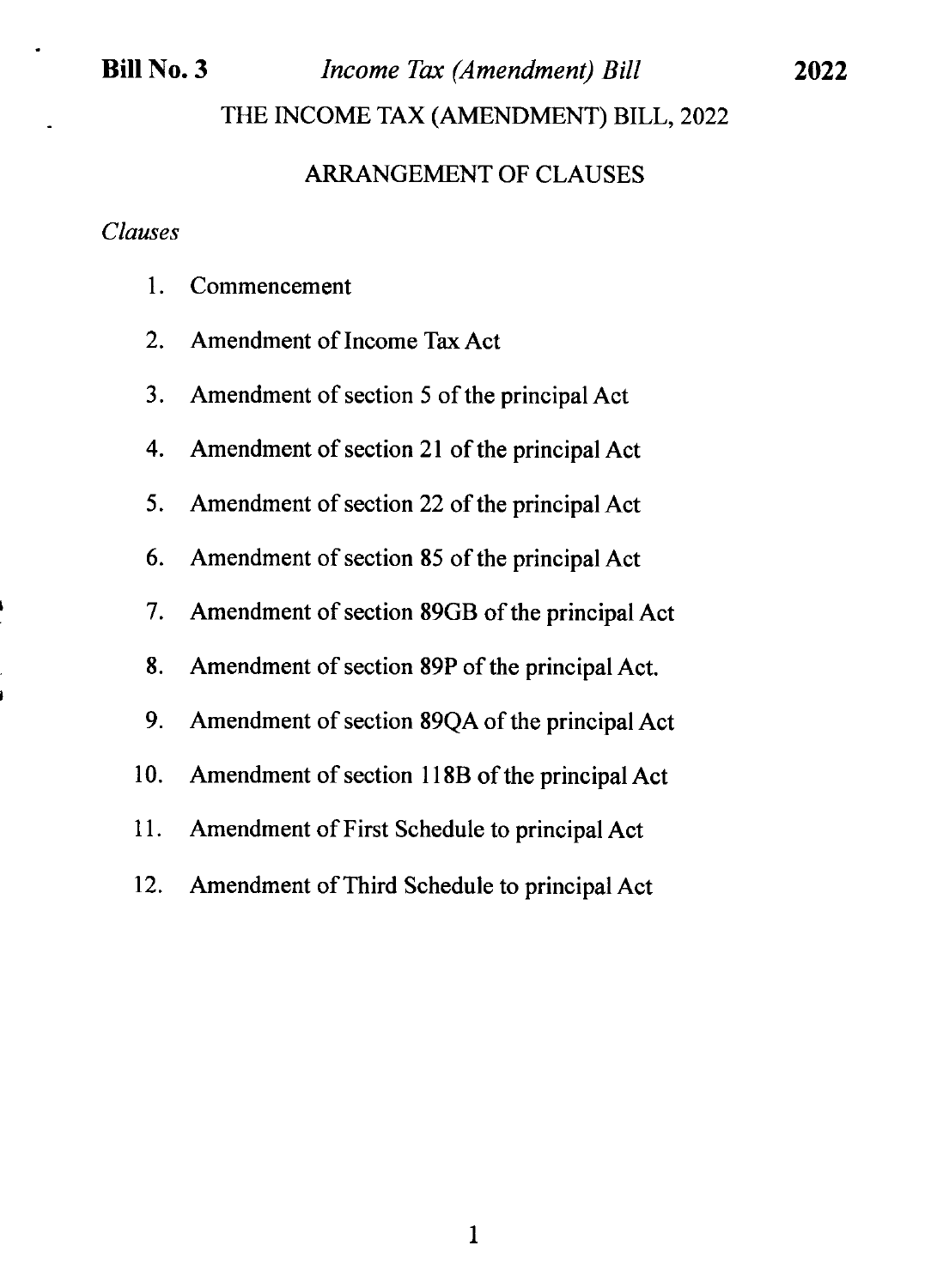# THE INCOME TAX (AMENDMENT) BILL, 2022

## ARRANGEMENT OF CLAUSES

*Clauses*

1. Commencement
2. Amendment of Income Tax Act
3. Amendment of section 5 of the principal Act
4. Amendment of section 21 of the principal Act
5. Amendment of section 22 of the principal Act
6. Amendment of section 85 of the principal Act
7. Amendment of section 89GB of the principal Act
8. Amendment of section 89P of the principal Act.
9. Amendment of section 89QA of the principal Act
10. Amendment of section 118B of the principal Act
11. Amendment of First Schedule to principal Act
12. Amendment of Third Schedule to principal Act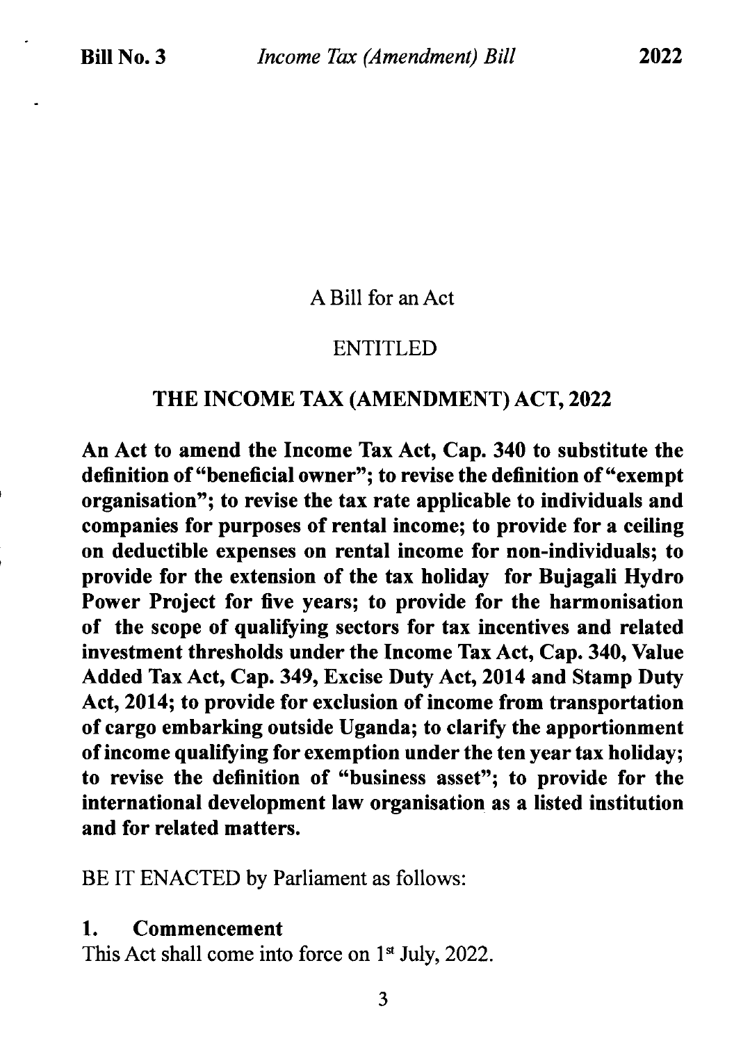A Bill for an Act

ENTITLED

**THE INCOME TAX (AMENDMENT) ACT, 2022**

**An Act to amend the Income Tax Act, Cap. 340 to substitute the definition of "beneficial owner"; to revise the definition of "exempt organisation"; to revise the tax rate applicable to individuals and companies for purposes of rental income; to provide for a ceiling on deductible expenses on rental income for non-individuals; to provide for the extension of the tax holiday for Bujagali Hydro Power Project for five years; to provide for the harmonisation of the scope of qualifying sectors for tax incentives and related investment thresholds under the Income Tax Act, Cap. 340, Value Added Tax Act, Cap. 349, Excise Duty Act, 2014 and Stamp Duty Act, 2014; to provide for exclusion of income from transportation of cargo embarking outside Uganda; to clarify the apportionment of income qualifying for exemption under the ten year tax holiday; to revise the definition of "business asset"; to provide for the international development law organisation as a listed institution and for related matters.**

BE IT ENACTED by Parliament as follows:

**1. Commencement**

This Act shall come into force on 1st July, 2022.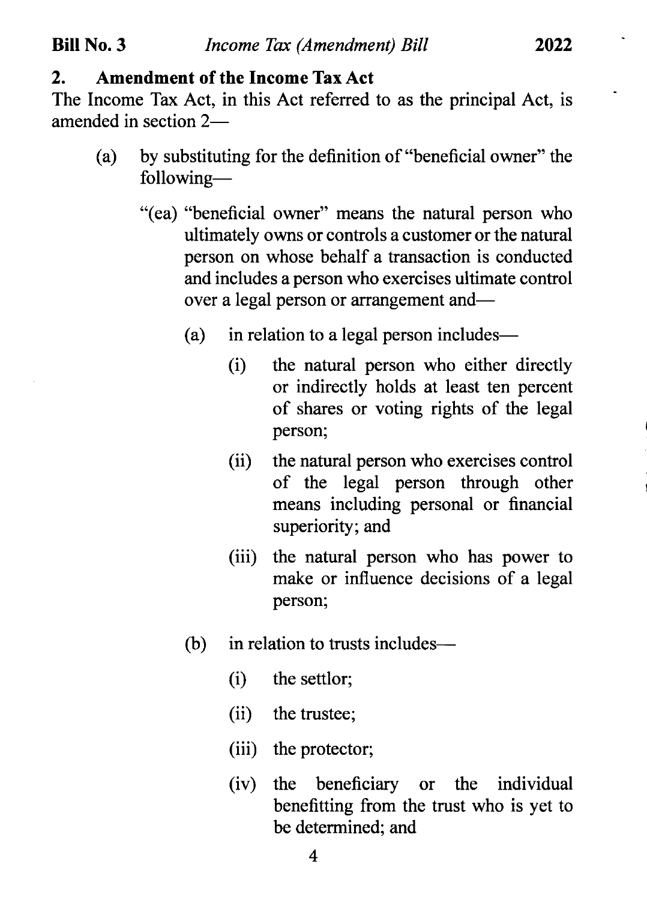## 2. Amendment of the Income Tax Act

The Income Tax Act, in this Act referred to as the principal Act, is amended in section 2—

(a) by substituting for the definition of "beneficial owner" the following—

"(ea) "beneficial owner" means the natural person who ultimately owns or controls a customer or the natural person on whose behalf a transaction is conducted and includes a person who exercises ultimate control over a legal person or arrangement and—

(a) in relation to a legal person includes—

(i) the natural person who either directly or indirectly holds at least ten percent of shares or voting rights of the legal person;

(ii) the natural person who exercises control of the legal person through other means including personal or financial superiority; and

(iii) the natural person who has power to make or influence decisions of a legal person;

(b) in relation to trusts includes—

(i) the settlor;

(ii) the trustee;

(iii) the protector;

(iv) the beneficiary or the individual benefitting from the trust who is yet to be determined; and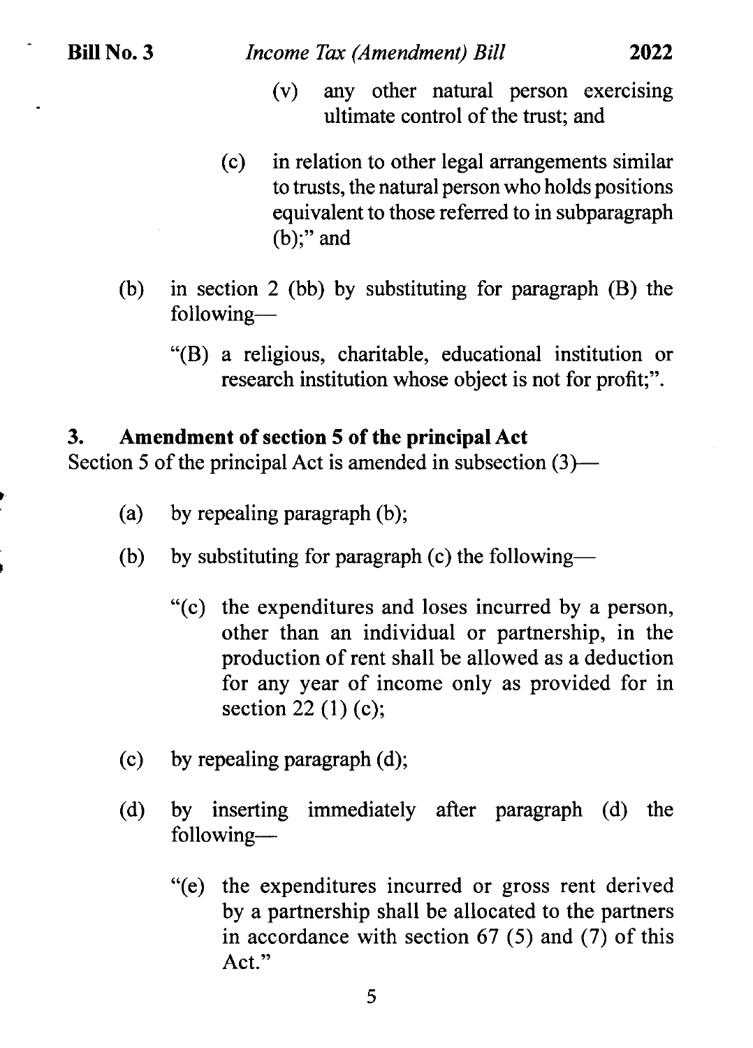(v) any other natural person exercising ultimate control of the trust; and

(c) in relation to other legal arrangements similar to trusts, the natural person who holds positions equivalent to those referred to in subparagraph (b);" and

(b) in section 2 (bb) by substituting for paragraph (B) the following—

"(B) a religious, charitable, educational institution or research institution whose object is not for profit;".

**3. Amendment of section 5 of the principal Act**

Section 5 of the principal Act is amended in subsection (3)—

(a) by repealing paragraph (b);

(b) by substituting for paragraph (c) the following—

"(c) the expenditures and loses incurred by a person, other than an individual or partnership, in the production of rent shall be allowed as a deduction for any year of income only as provided for in section 22 (1) (c);

(c) by repealing paragraph (d);

(d) by inserting immediately after paragraph (d) the following—

"(e) the expenditures incurred or gross rent derived by a partnership shall be allocated to the partners in accordance with section 67 (5) and (7) of this Act."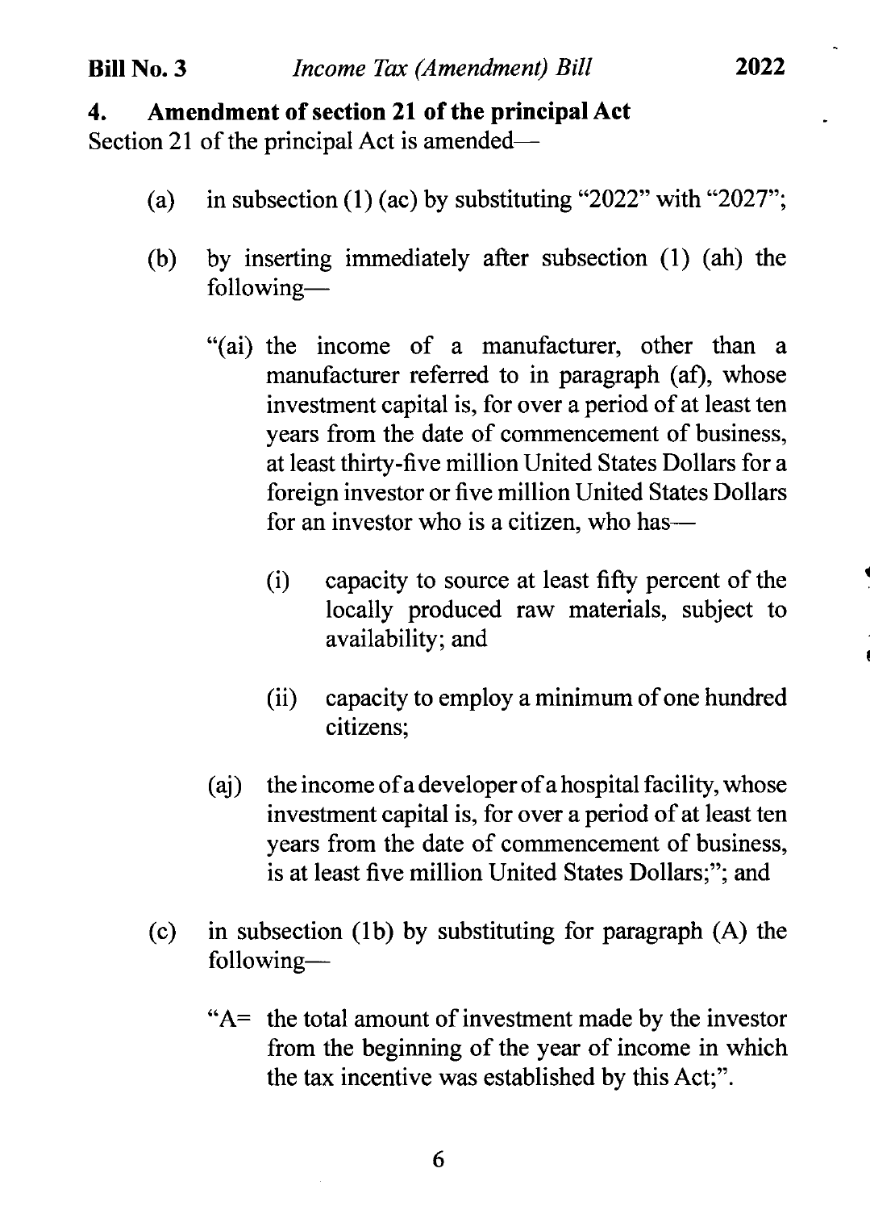**4. Amendment of section 21 of the principal Act**

Section 21 of the principal Act is amended—

(a) in subsection (1) (ac) by substituting "2022" with "2027";

(b) by inserting immediately after subsection (1) (ah) the following—

"(ai) the income of a manufacturer, other than a manufacturer referred to in paragraph (af), whose investment capital is, for over a period of at least ten years from the date of commencement of business, at least thirty-five million United States Dollars for a foreign investor or five million United States Dollars for an investor who is a citizen, who has—

(i) capacity to source at least fifty percent of the locally produced raw materials, subject to availability; and

(ii) capacity to employ a minimum of one hundred citizens;

(aj) the income of a developer of a hospital facility, whose investment capital is, for over a period of at least ten years from the date of commencement of business, is at least five million United States Dollars;"; and

(c) in subsection (1b) by substituting for paragraph (A) the following—

"A= the total amount of investment made by the investor from the beginning of the year of income in which the tax incentive was established by this Act;".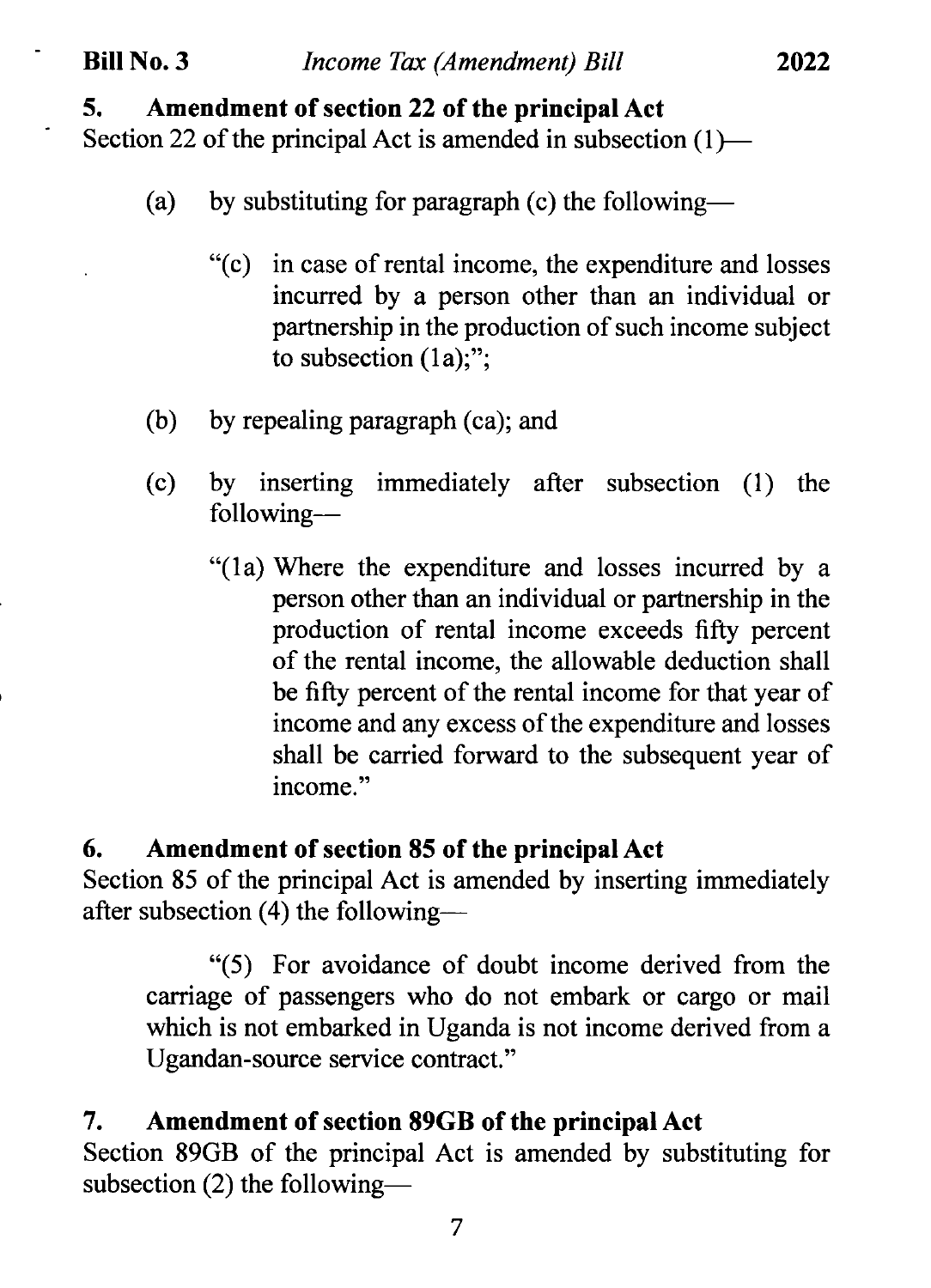## 5. Amendment of section 22 of the principal Act

Section 22 of the principal Act is amended in subsection (1)—

(a) by substituting for paragraph (c) the following—

> "(c) in case of rental income, the expenditure and losses incurred by a person other than an individual or partnership in the production of such income subject to subsection (1a);";

(b) by repealing paragraph (ca); and

(c) by inserting immediately after subsection (1) the following—

> "(1a) Where the expenditure and losses incurred by a person other than an individual or partnership in the production of rental income exceeds fifty percent of the rental income, the allowable deduction shall be fifty percent of the rental income for that year of income and any excess of the expenditure and losses shall be carried forward to the subsequent year of income."

## 6. Amendment of section 85 of the principal Act

Section 85 of the principal Act is amended by inserting immediately after subsection (4) the following—

> "(5) For avoidance of doubt income derived from the carriage of passengers who do not embark or cargo or mail which is not embarked in Uganda is not income derived from a Ugandan-source service contract."

## 7. Amendment of section 89GB of the principal Act

Section 89GB of the principal Act is amended by substituting for subsection (2) the following—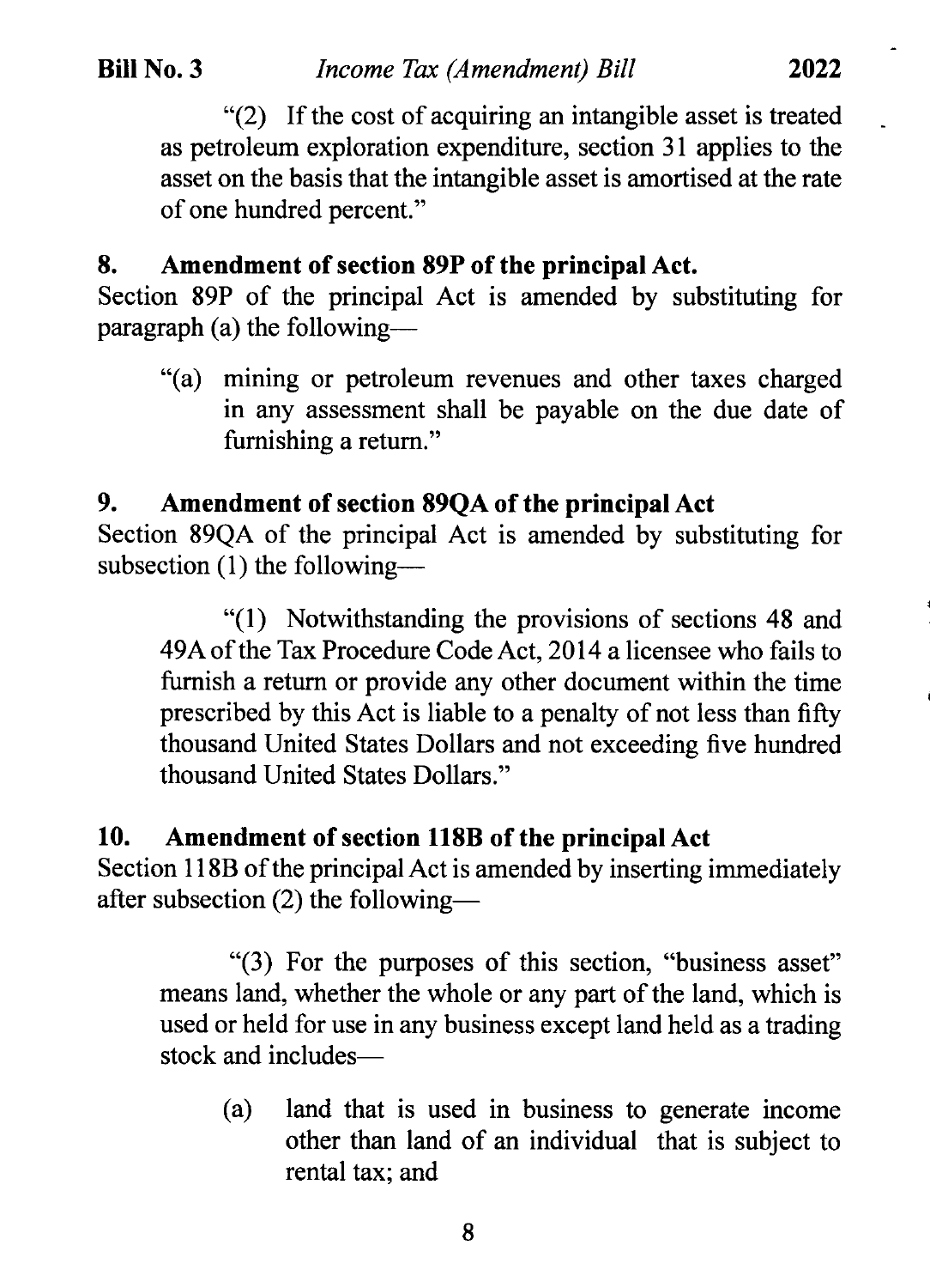"(2) If the cost of acquiring an intangible asset is treated as petroleum exploration expenditure, section 31 applies to the asset on the basis that the intangible asset is amortised at the rate of one hundred percent."

## 8. Amendment of section 89P of the principal Act.

Section 89P of the principal Act is amended by substituting for paragraph (a) the following—

> "(a) mining or petroleum revenues and other taxes charged in any assessment shall be payable on the due date of furnishing a return."

## 9. Amendment of section 89QA of the principal Act

Section 89QA of the principal Act is amended by substituting for subsection (1) the following—

> "(1) Notwithstanding the provisions of sections 48 and 49A of the Tax Procedure Code Act, 2014 a licensee who fails to furnish a return or provide any other document within the time prescribed by this Act is liable to a penalty of not less than fifty thousand United States Dollars and not exceeding five hundred thousand United States Dollars."

## 10. Amendment of section 118B of the principal Act

Section 118B of the principal Act is amended by inserting immediately after subsection (2) the following—

> "(3) For the purposes of this section, "business asset" means land, whether the whole or any part of the land, which is used or held for use in any business except land held as a trading stock and includes—
>
> (a) land that is used in business to generate income other than land of an individual that is subject to rental tax; and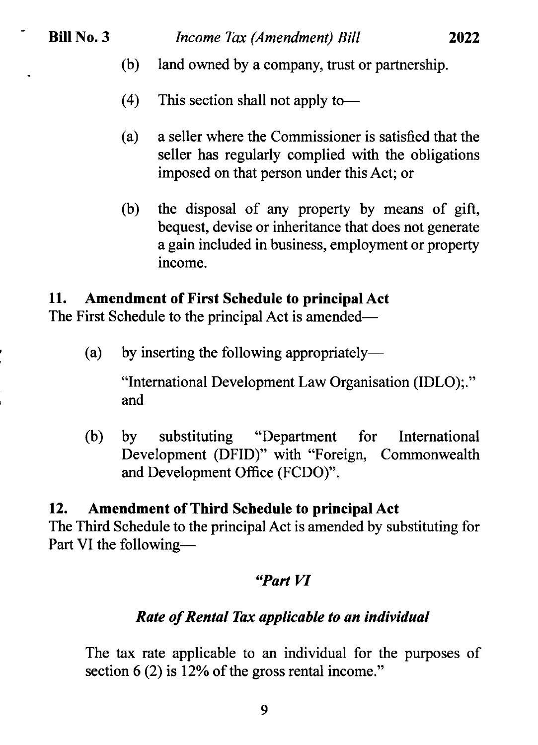(b) land owned by a company, trust or partnership.

(4) This section shall not apply to—

(a) a seller where the Commissioner is satisfied that the seller has regularly complied with the obligations imposed on that person under this Act; or

(b) the disposal of any property by means of gift, bequest, devise or inheritance that does not generate a gain included in business, employment or property income.

**11. Amendment of First Schedule to principal Act**

The First Schedule to the principal Act is amended—

(a) by inserting the following appropriately—

"International Development Law Organisation (IDLO);." and

(b) by substituting "Department for International Development (DFID)" with "Foreign, Commonwealth and Development Office (FCDO)".

**12. Amendment of Third Schedule to principal Act**

The Third Schedule to the principal Act is amended by substituting for Part VI the following—

***"Part VI***

***Rate of Rental Tax applicable to an individual***

The tax rate applicable to an individual for the purposes of section 6 (2) is 12% of the gross rental income."